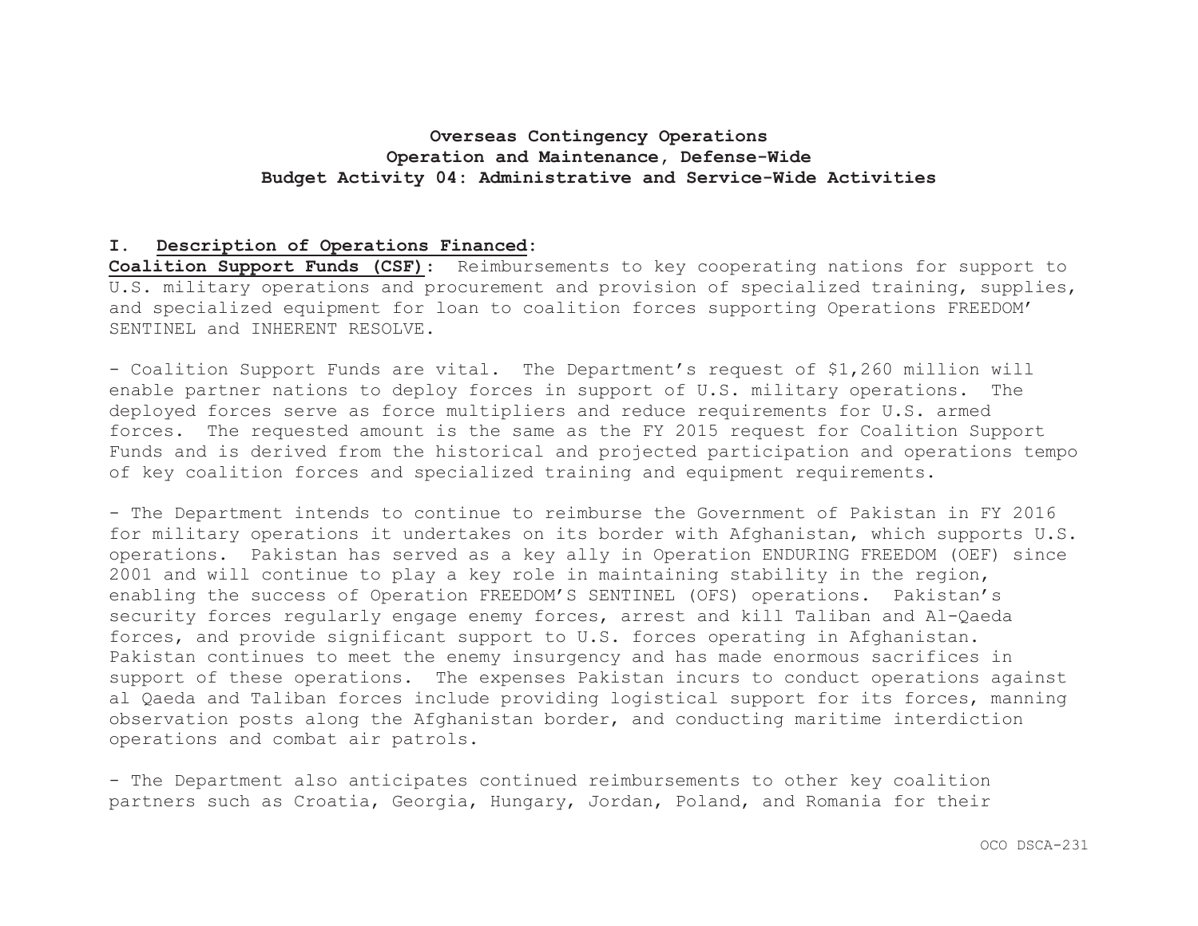**Overseas Contingency Operations**
**Operation and Maintenance, Defense-Wide**
**Budget Activity 04: Administrative and Service-Wide Activities**

**I. Description of Operations Financed:**

**Coalition Support Funds (CSF):** Reimbursements to key cooperating nations for support to U.S. military operations and procurement and provision of specialized training, supplies, and specialized equipment for loan to coalition forces supporting Operations FREEDOM' SENTINEL and INHERENT RESOLVE.

- Coalition Support Funds are vital. The Department's request of $1,260 million will enable partner nations to deploy forces in support of U.S. military operations. The deployed forces serve as force multipliers and reduce requirements for U.S. armed forces. The requested amount is the same as the FY 2015 request for Coalition Support Funds and is derived from the historical and projected participation and operations tempo of key coalition forces and specialized training and equipment requirements.

- The Department intends to continue to reimburse the Government of Pakistan in FY 2016 for military operations it undertakes on its border with Afghanistan, which supports U.S. operations. Pakistan has served as a key ally in Operation ENDURING FREEDOM (OEF) since 2001 and will continue to play a key role in maintaining stability in the region, enabling the success of Operation FREEDOM'S SENTINEL (OFS) operations. Pakistan's security forces regularly engage enemy forces, arrest and kill Taliban and Al-Qaeda forces, and provide significant support to U.S. forces operating in Afghanistan. Pakistan continues to meet the enemy insurgency and has made enormous sacrifices in support of these operations. The expenses Pakistan incurs to conduct operations against al Qaeda and Taliban forces include providing logistical support for its forces, manning observation posts along the Afghanistan border, and conducting maritime interdiction operations and combat air patrols.

- The Department also anticipates continued reimbursements to other key coalition partners such as Croatia, Georgia, Hungary, Jordan, Poland, and Romania for their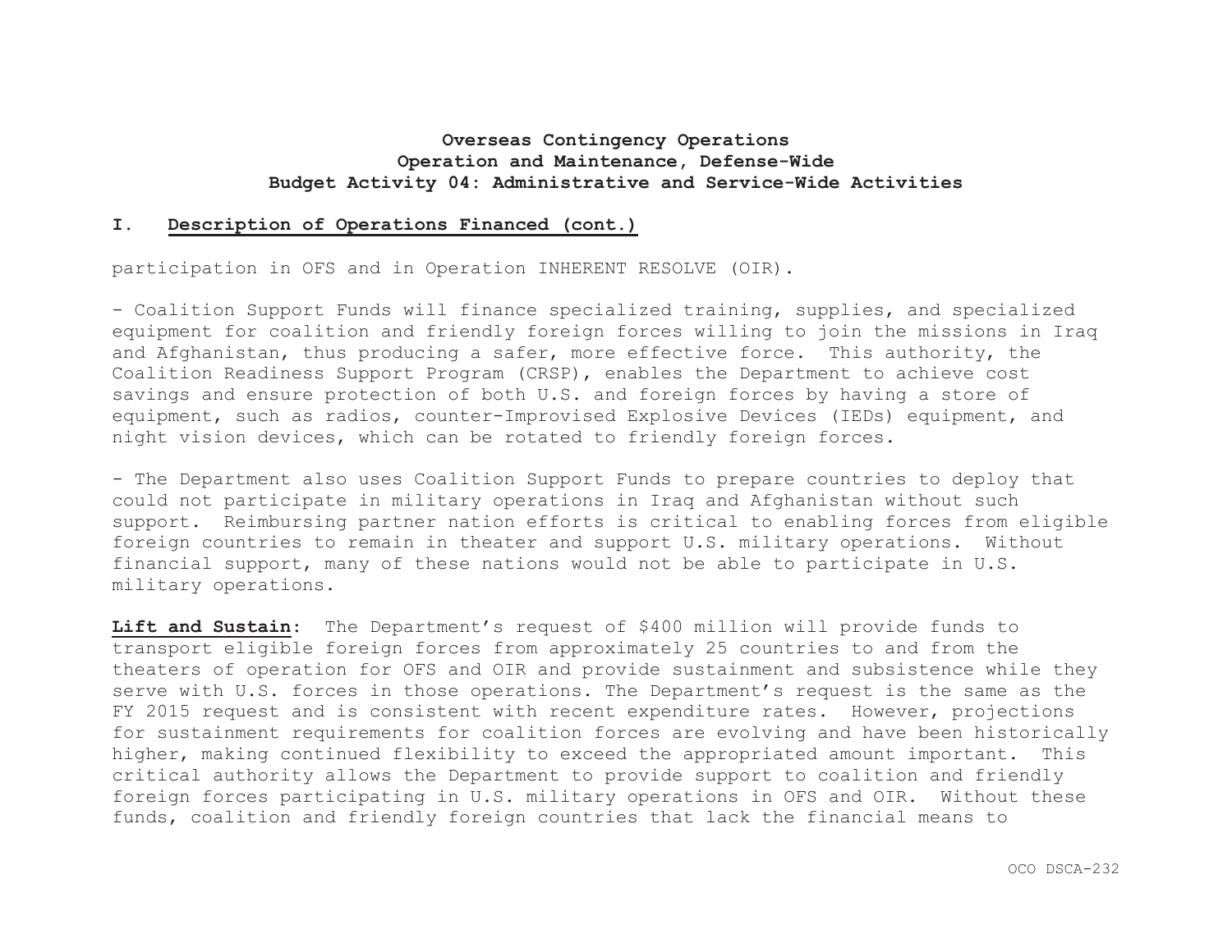## I. Description of Operations Financed (cont.)

participation in OFS and in Operation INHERENT RESOLVE (OIR).

- Coalition Support Funds will finance specialized training, supplies, and specialized equipment for coalition and friendly foreign forces willing to join the missions in Iraq and Afghanistan, thus producing a safer, more effective force. This authority, the Coalition Readiness Support Program (CRSP), enables the Department to achieve cost savings and ensure protection of both U.S. and foreign forces by having a store of equipment, such as radios, counter-Improvised Explosive Devices (IEDs) equipment, and night vision devices, which can be rotated to friendly foreign forces.

- The Department also uses Coalition Support Funds to prepare countries to deploy that could not participate in military operations in Iraq and Afghanistan without such support. Reimbursing partner nation efforts is critical to enabling forces from eligible foreign countries to remain in theater and support U.S. military operations. Without financial support, many of these nations would not be able to participate in U.S. military operations.

**Lift and Sustain**: The Department's request of $400 million will provide funds to transport eligible foreign forces from approximately 25 countries to and from the theaters of operation for OFS and OIR and provide sustainment and subsistence while they serve with U.S. forces in those operations. The Department's request is the same as the FY 2015 request and is consistent with recent expenditure rates. However, projections for sustainment requirements for coalition forces are evolving and have been historically higher, making continued flexibility to exceed the appropriated amount important. This critical authority allows the Department to provide support to coalition and friendly foreign forces participating in U.S. military operations in OFS and OIR. Without these funds, coalition and friendly foreign countries that lack the financial means to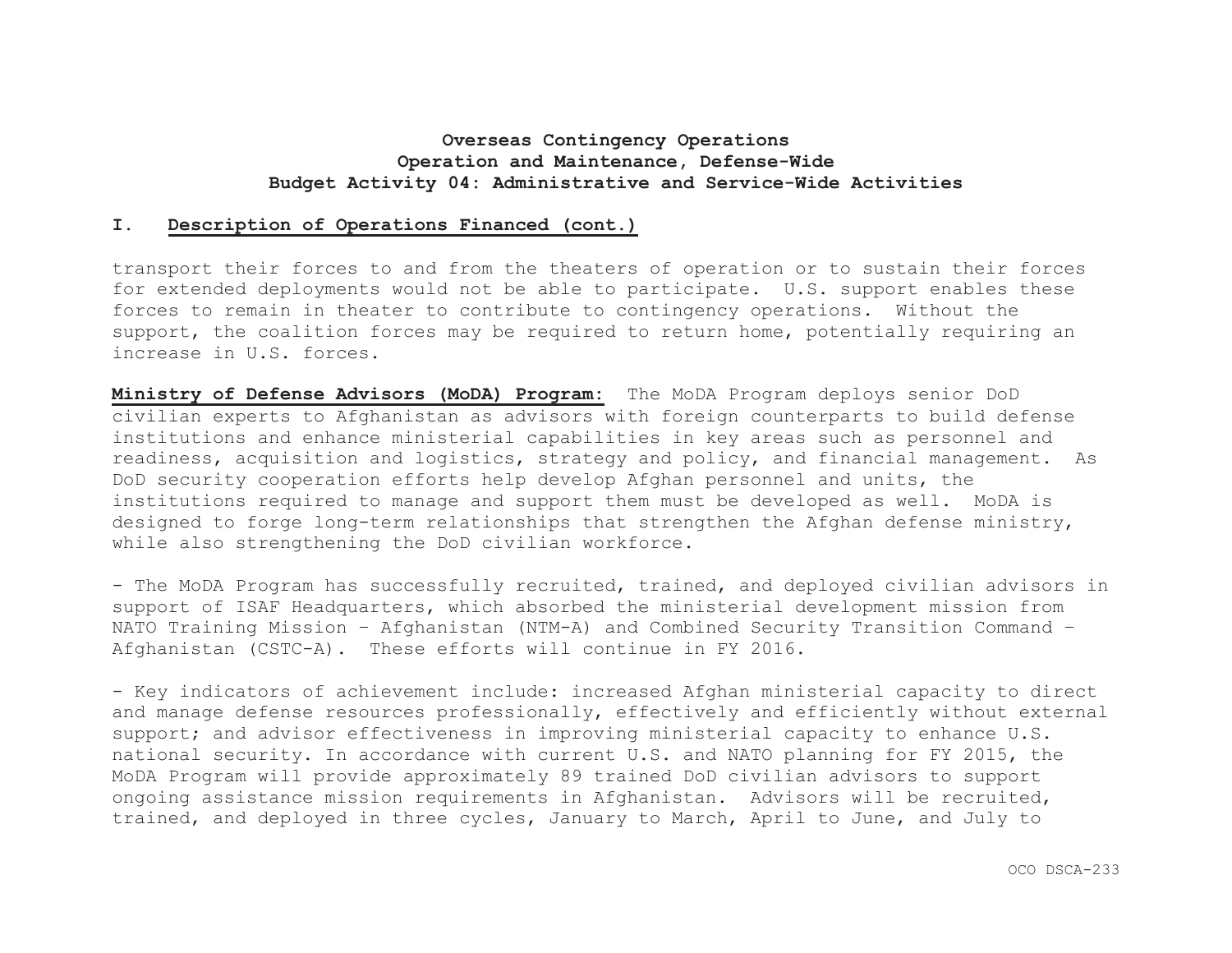**Overseas Contingency Operations**
**Operation and Maintenance, Defense-Wide**
**Budget Activity 04: Administrative and Service-Wide Activities**

## I. Description of Operations Financed (cont.)

transport their forces to and from the theaters of operation or to sustain their forces for extended deployments would not be able to participate. U.S. support enables these forces to remain in theater to contribute to contingency operations. Without the support, the coalition forces may be required to return home, potentially requiring an increase in U.S. forces.

**Ministry of Defense Advisors (MoDA) Program:** The MoDA Program deploys senior DoD civilian experts to Afghanistan as advisors with foreign counterparts to build defense institutions and enhance ministerial capabilities in key areas such as personnel and readiness, acquisition and logistics, strategy and policy, and financial management. As DoD security cooperation efforts help develop Afghan personnel and units, the institutions required to manage and support them must be developed as well. MoDA is designed to forge long-term relationships that strengthen the Afghan defense ministry, while also strengthening the DoD civilian workforce.

- The MoDA Program has successfully recruited, trained, and deployed civilian advisors in support of ISAF Headquarters, which absorbed the ministerial development mission from NATO Training Mission – Afghanistan (NTM-A) and Combined Security Transition Command – Afghanistan (CSTC-A). These efforts will continue in FY 2016.

- Key indicators of achievement include: increased Afghan ministerial capacity to direct and manage defense resources professionally, effectively and efficiently without external support; and advisor effectiveness in improving ministerial capacity to enhance U.S. national security. In accordance with current U.S. and NATO planning for FY 2015, the MoDA Program will provide approximately 89 trained DoD civilian advisors to support ongoing assistance mission requirements in Afghanistan. Advisors will be recruited, trained, and deployed in three cycles, January to March, April to June, and July to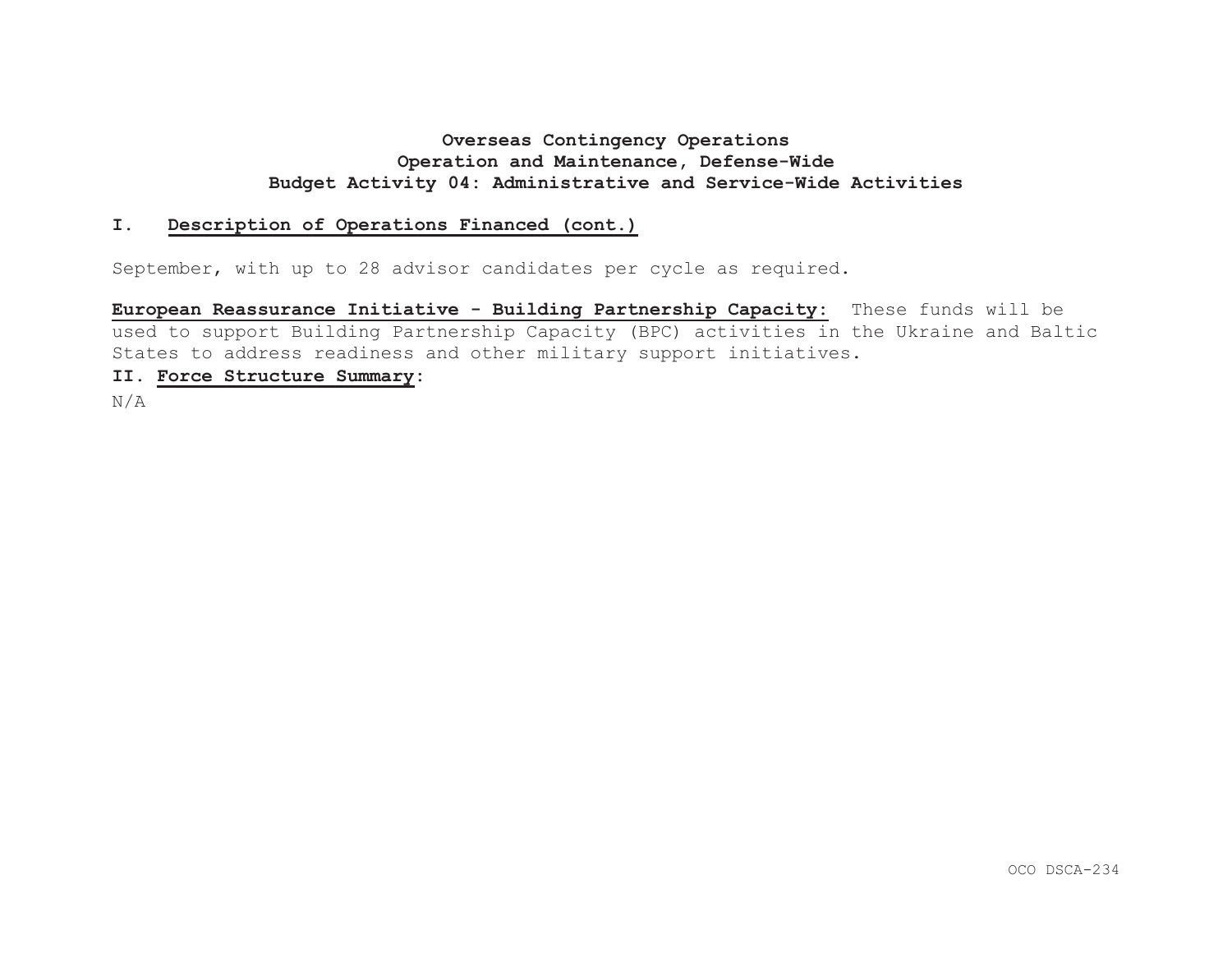**Overseas Contingency Operations**
**Operation and Maintenance, Defense-Wide**
**Budget Activity 04: Administrative and Service-Wide Activities**

## I. Description of Operations Financed (cont.)

September, with up to 28 advisor candidates per cycle as required.

**European Reassurance Initiative - Building Partnership Capacity:** These funds will be used to support Building Partnership Capacity (BPC) activities in the Ukraine and Baltic States to address readiness and other military support initiatives.

## II. Force Structure Summary:

N/A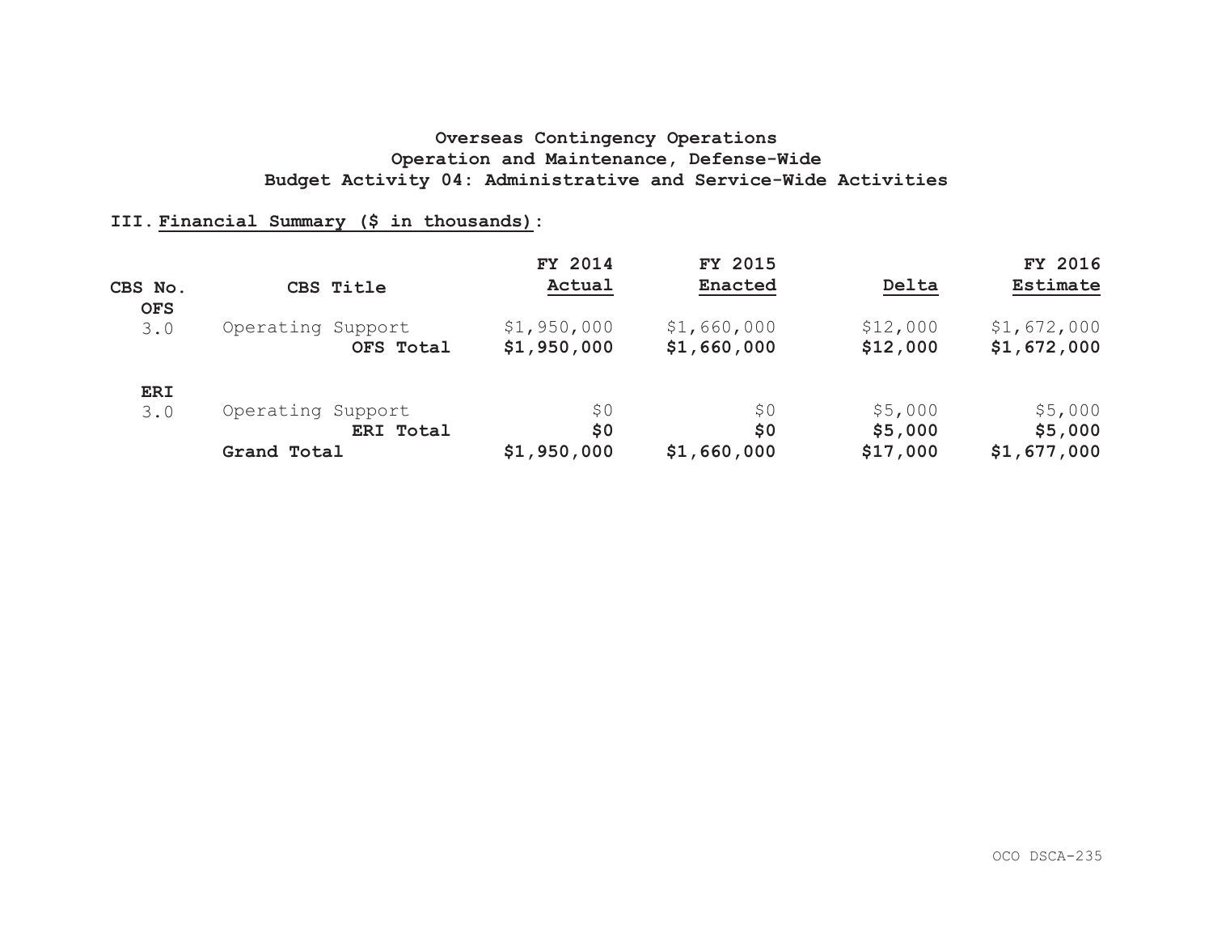## Overseas Contingency Operations
## Operation and Maintenance, Defense-Wide
## Budget Activity 04: Administrative and Service-Wide Activities

### III. Financial Summary ($ in thousands):

| CBS No. | CBS Title | FY 2014 Actual | FY 2015 Enacted | Delta | FY 2016 Estimate |
|---|---|---|---|---|---|
| **OFS** | | | | | |
| 3.0 | Operating Support | $1,950,000 | $1,660,000 | $12,000 | $1,672,000 |
| | **OFS Total** | **$1,950,000** | **$1,660,000** | **$12,000** | **$1,672,000** |
| **ERI** | | | | | |
| 3.0 | Operating Support | $0 | $0 | $5,000 | $5,000 |
| | **ERI Total** | **$0** | **$0** | **$5,000** | **$5,000** |
| | **Grand Total** | **$1,950,000** | **$1,660,000** | **$17,000** | **$1,677,000** |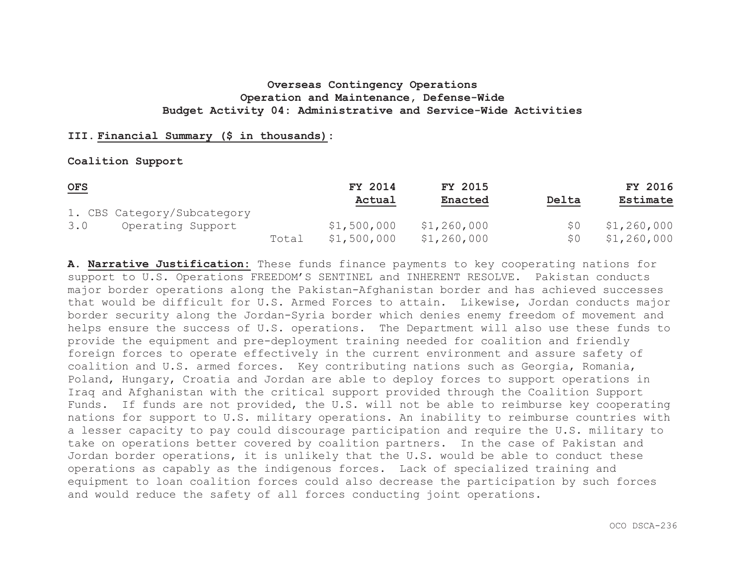**Overseas Contingency Operations**
**Operation and Maintenance, Defense-Wide**
**Budget Activity 04: Administrative and Service-Wide Activities**

**III. Financial Summary ($ in thousands):**

**Coalition Support**

| OFS | | FY 2014 Actual | FY 2015 Enacted | Delta | FY 2016 Estimate |
|---|---|---|---|---|---|
| 1. CBS Category/Subcategory | | | | | |
| 3.0 Operating Support | | $1,500,000 | $1,260,000 | $0 | $1,260,000 |
| | Total | $1,500,000 | $1,260,000 | $0 | $1,260,000 |

**A. Narrative Justification:** These funds finance payments to key cooperating nations for support to U.S. Operations FREEDOM'S SENTINEL and INHERENT RESOLVE. Pakistan conducts major border operations along the Pakistan-Afghanistan border and has achieved successes that would be difficult for U.S. Armed Forces to attain. Likewise, Jordan conducts major border security along the Jordan-Syria border which denies enemy freedom of movement and helps ensure the success of U.S. operations. The Department will also use these funds to provide the equipment and pre-deployment training needed for coalition and friendly foreign forces to operate effectively in the current environment and assure safety of coalition and U.S. armed forces. Key contributing nations such as Georgia, Romania, Poland, Hungary, Croatia and Jordan are able to deploy forces to support operations in Iraq and Afghanistan with the critical support provided through the Coalition Support Funds. If funds are not provided, the U.S. will not be able to reimburse key cooperating nations for support to U.S. military operations. An inability to reimburse countries with a lesser capacity to pay could discourage participation and require the U.S. military to take on operations better covered by coalition partners. In the case of Pakistan and Jordan border operations, it is unlikely that the U.S. would be able to conduct these operations as capably as the indigenous forces. Lack of specialized training and equipment to loan coalition forces could also decrease the participation by such forces and would reduce the safety of all forces conducting joint operations.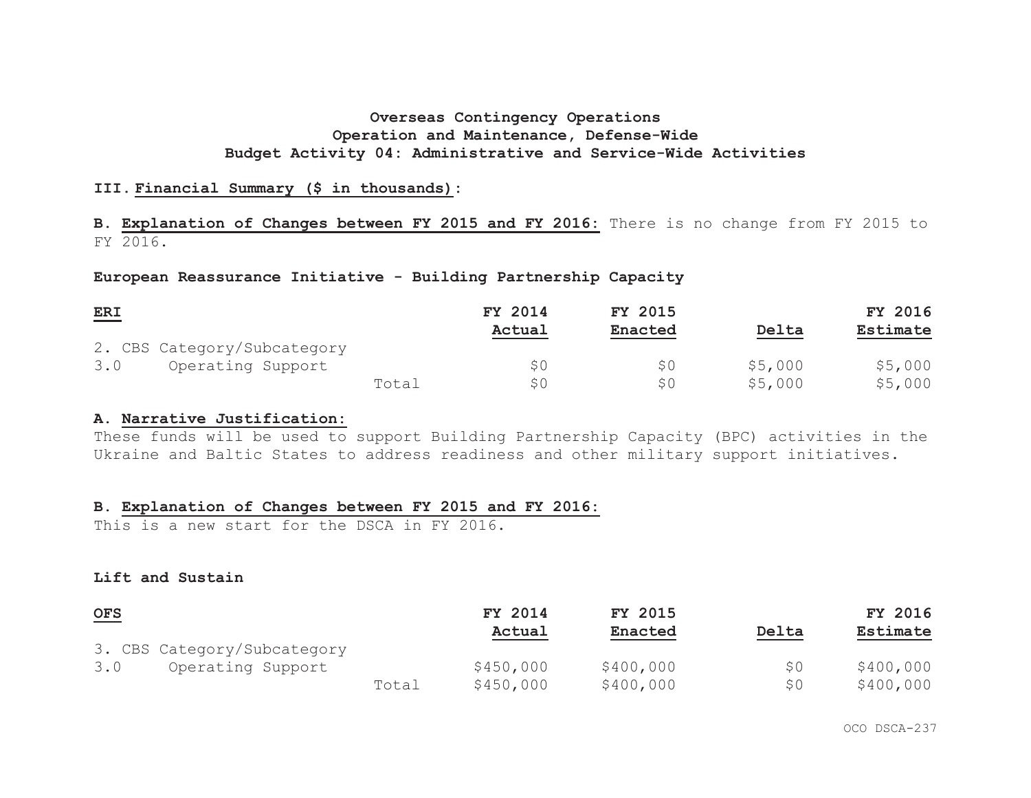**Overseas Contingency Operations**
**Operation and Maintenance, Defense-Wide**
**Budget Activity 04: Administrative and Service-Wide Activities**

**III. Financial Summary ($ in thousands):**

**B. Explanation of Changes between FY 2015 and FY 2016:** There is no change from FY 2015 to FY 2016.

**European Reassurance Initiative - Building Partnership Capacity**

| ERI | | FY 2014 Actual | FY 2015 Enacted | Delta | FY 2016 Estimate |
|---|---|---|---|---|---|
| 2. CBS Category/Subcategory | | | | | |
| 3.0 Operating Support | | $0 | $0 | $5,000 | $5,000 |
| | Total | $0 | $0 | $5,000 | $5,000 |

**A. Narrative Justification:**
These funds will be used to support Building Partnership Capacity (BPC) activities in the Ukraine and Baltic States to address readiness and other military support initiatives.

**B. Explanation of Changes between FY 2015 and FY 2016:**
This is a new start for the DSCA in FY 2016.

**Lift and Sustain**

| OFS | | FY 2014 Actual | FY 2015 Enacted | Delta | FY 2016 Estimate |
|---|---|---|---|---|---|
| 3. CBS Category/Subcategory | | | | | |
| 3.0 Operating Support | | $450,000 | $400,000 | $0 | $400,000 |
| | Total | $450,000 | $400,000 | $0 | $400,000 |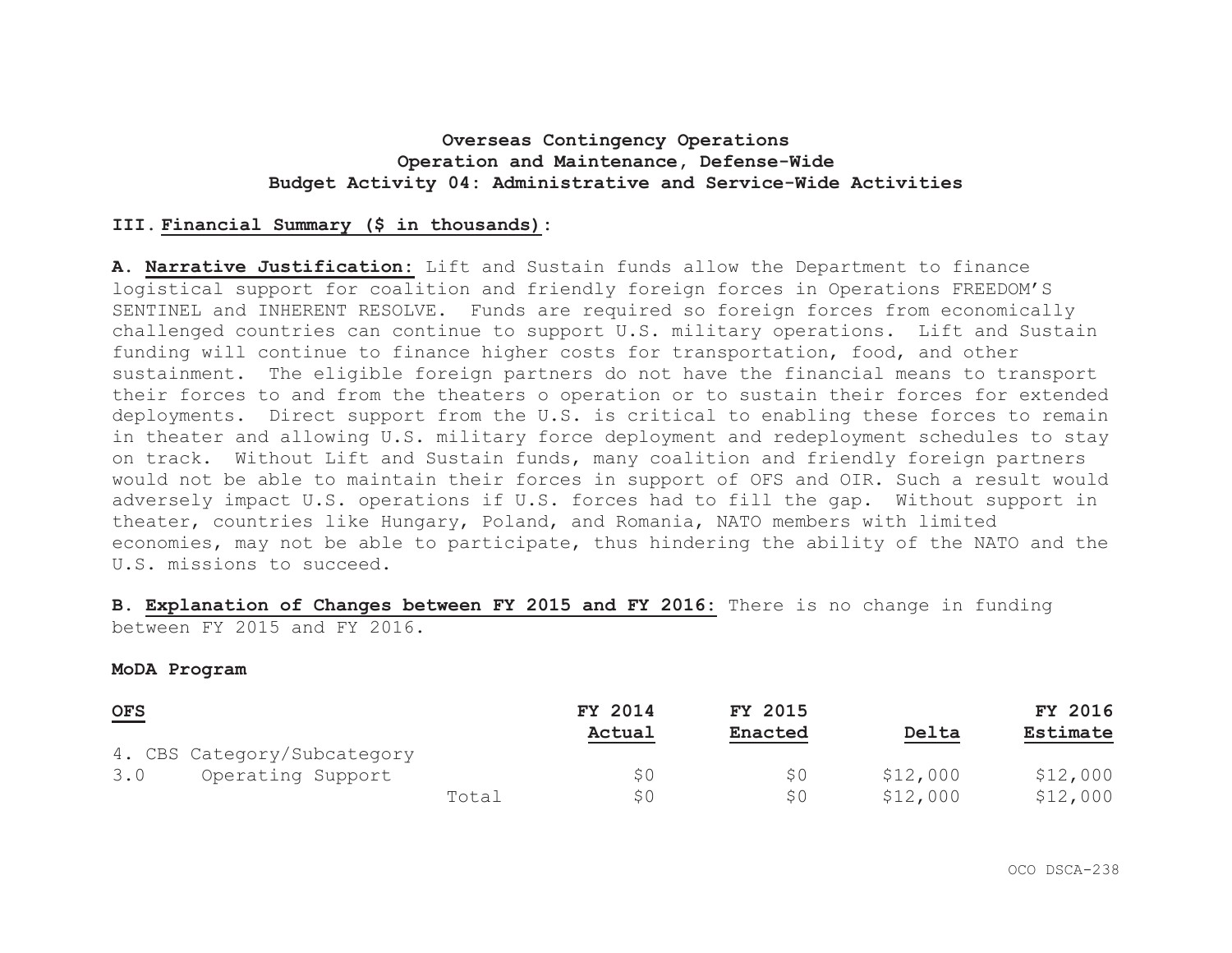**Overseas Contingency Operations**
**Operation and Maintenance, Defense-Wide**
**Budget Activity 04: Administrative and Service-Wide Activities**

**III. Financial Summary ($ in thousands):**

**A. Narrative Justification:** Lift and Sustain funds allow the Department to finance logistical support for coalition and friendly foreign forces in Operations FREEDOM'S SENTINEL and INHERENT RESOLVE. Funds are required so foreign forces from economically challenged countries can continue to support U.S. military operations. Lift and Sustain funding will continue to finance higher costs for transportation, food, and other sustainment. The eligible foreign partners do not have the financial means to transport their forces to and from the theaters o operation or to sustain their forces for extended deployments. Direct support from the U.S. is critical to enabling these forces to remain in theater and allowing U.S. military force deployment and redeployment schedules to stay on track. Without Lift and Sustain funds, many coalition and friendly foreign partners would not be able to maintain their forces in support of OFS and OIR. Such a result would adversely impact U.S. operations if U.S. forces had to fill the gap. Without support in theater, countries like Hungary, Poland, and Romania, NATO members with limited economies, may not be able to participate, thus hindering the ability of the NATO and the U.S. missions to succeed.

**B. Explanation of Changes between FY 2015 and FY 2016:** There is no change in funding between FY 2015 and FY 2016.

**MoDA Program**

| OFS | FY 2014 Actual | FY 2015 Enacted | Delta | FY 2016 Estimate |
|---|---|---|---|---|
| 4. CBS Category/Subcategory | | | | |
| 3.0 Operating Support | $0 | $0 | $12,000 | $12,000 |
| Total | $0 | $0 | $12,000 | $12,000 |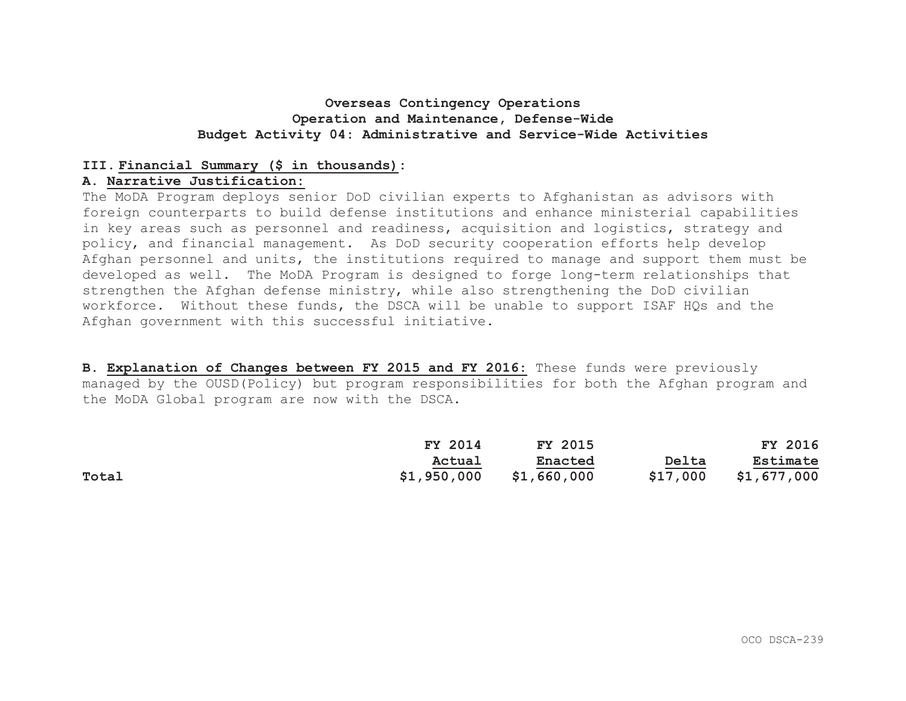**Overseas Contingency Operations**
**Operation and Maintenance, Defense-Wide**
**Budget Activity 04: Administrative and Service-Wide Activities**

## III. Financial Summary ($ in thousands):

### A. Narrative Justification:

The MoDA Program deploys senior DoD civilian experts to Afghanistan as advisors with foreign counterparts to build defense institutions and enhance ministerial capabilities in key areas such as personnel and readiness, acquisition and logistics, strategy and policy, and financial management. As DoD security cooperation efforts help develop Afghan personnel and units, the institutions required to manage and support them must be developed as well. The MoDA Program is designed to forge long-term relationships that strengthen the Afghan defense ministry, while also strengthening the DoD civilian workforce. Without these funds, the DSCA will be unable to support ISAF HQs and the Afghan government with this successful initiative.

**B. Explanation of Changes between FY 2015 and FY 2016:** These funds were previously managed by the OUSD(Policy) but program responsibilities for both the Afghan program and the MoDA Global program are now with the DSCA.

| | FY 2014 Actual | FY 2015 Enacted | Delta | FY 2016 Estimate |
|---|---|---|---|---|
| **Total** | $1,950,000 | $1,660,000 | $17,000 | $1,677,000 |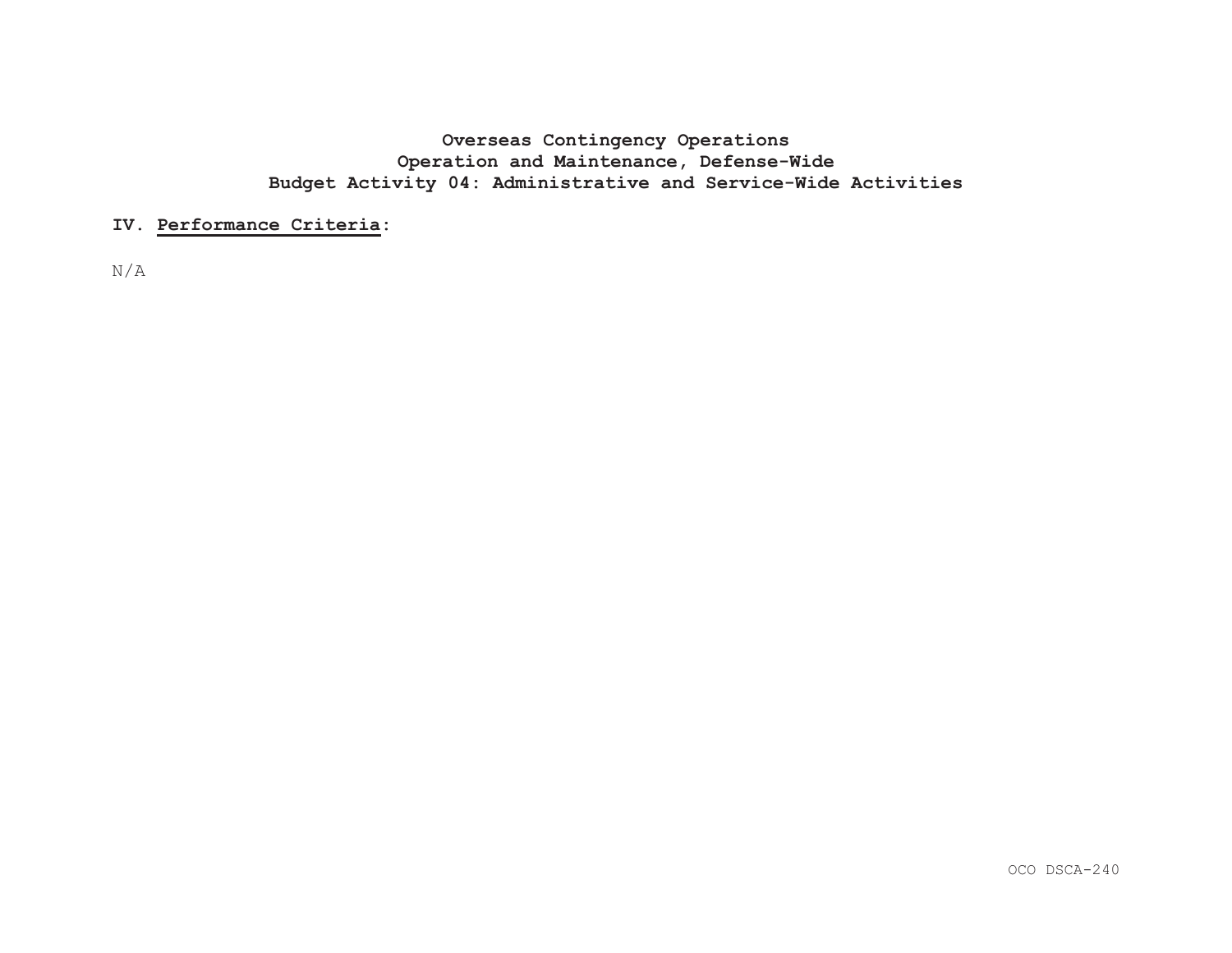**Overseas Contingency Operations**
**Operation and Maintenance, Defense-Wide**
**Budget Activity 04: Administrative and Service-Wide Activities**

## IV. Performance Criteria:

N/A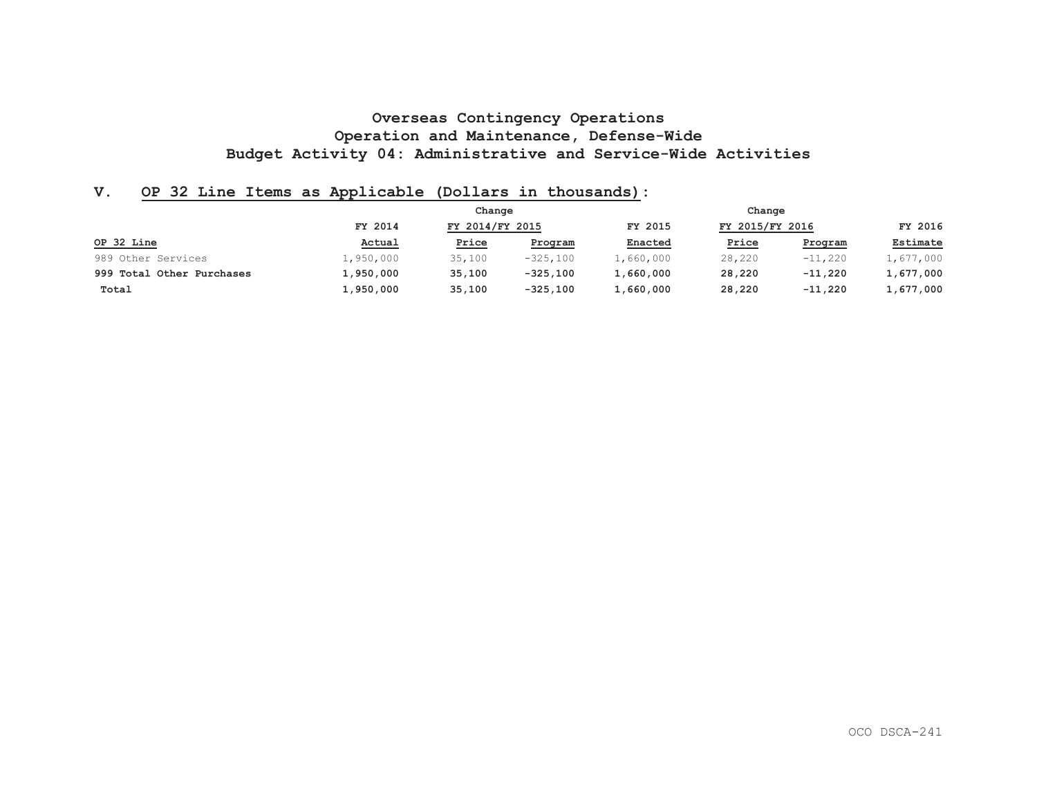# Overseas Contingency Operations
# Operation and Maintenance, Defense-Wide
# Budget Activity 04: Administrative and Service-Wide Activities

## V. OP 32 Line Items as Applicable (Dollars in thousands):

| | | Change | | | Change | | |
|---|---|---|---|---|---|---|---|
| | FY 2014 | FY 2014/FY 2015 | | FY 2015 | FY 2015/FY 2016 | | FY 2016 |
| OP 32 Line | Actual | Price | Program | Enacted | Price | Program | Estimate |
| 989 Other Services | 1,950,000 | 35,100 | -325,100 | 1,660,000 | 28,220 | -11,220 | 1,677,000 |
| **999 Total Other Purchases** | **1,950,000** | **35,100** | **-325,100** | **1,660,000** | **28,220** | **-11,220** | **1,677,000** |
| **Total** | **1,950,000** | **35,100** | **-325,100** | **1,660,000** | **28,220** | **-11,220** | **1,677,000** |